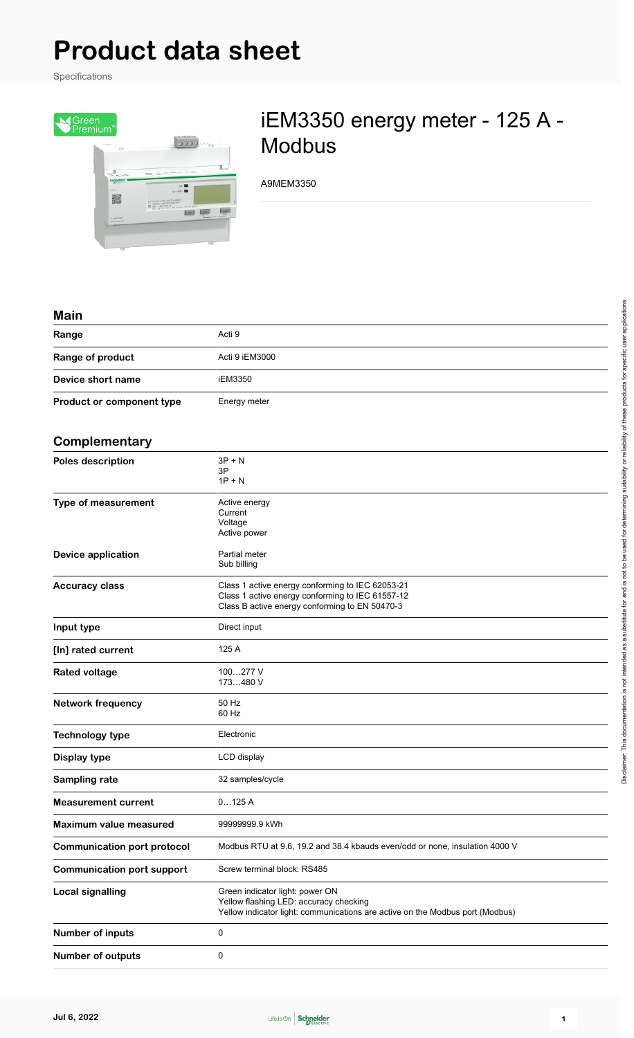# Product data sheet

Specifications

## iEM3350 energy meter - 125 A - Modbus

A9MEM3350

### Main

| | |
|---|---|
| **Range** | Acti 9 |
| **Range of product** | Acti 9 iEM3000 |
| **Device short name** | iEM3350 |
| **Product or component type** | Energy meter |

### Complementary

| | |
|---|---|
| **Poles description** | 3P + N<br>3P<br>1P + N |
| **Type of measurement** | Active energy<br>Current<br>Voltage<br>Active power |
| **Device application** | Partial meter<br>Sub billing |
| **Accuracy class** | Class 1 active energy conforming to IEC 62053-21<br>Class 1 active energy conforming to IEC 61557-12<br>Class B active energy conforming to EN 50470-3 |
| **Input type** | Direct input |
| **[In] rated current** | 125 A |
| **Rated voltage** | 100…277 V<br>173…480 V |
| **Network frequency** | 50 Hz<br>60 Hz |
| **Technology type** | Electronic |
| **Display type** | LCD display |
| **Sampling rate** | 32 samples/cycle |
| **Measurement current** | 0…125 A |
| **Maximum value measured** | 99999999.9 kWh |
| **Communication port protocol** | Modbus RTU at 9.6, 19.2 and 38.4 kbauds even/odd or none, insulation 4000 V |
| **Communication port support** | Screw terminal block: RS485 |
| **Local signalling** | Green indicator light: power ON<br>Yellow flashing LED: accuracy checking<br>Yellow indicator light: communications are active on the Modbus port (Modbus) |
| **Number of inputs** | 0 |
| **Number of outputs** | 0 |

Disclaimer: This documentation is not intended as a substitute for and is not to be used for determining suitability or reliability of these products for specific user applications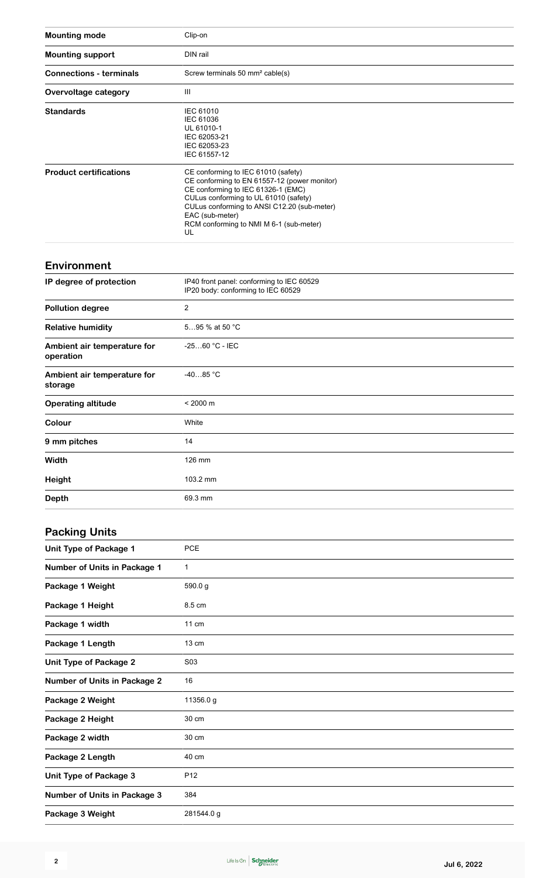| | |
|---|---|
| **Mounting mode** | Clip-on |
| **Mounting support** | DIN rail |
| **Connections - terminals** | Screw terminals 50 mm² cable(s) |
| **Overvoltage category** | III |
| **Standards** | IEC 61010<br>IEC 61036<br>UL 61010-1<br>IEC 62053-21<br>IEC 62053-23<br>IEC 61557-12 |
| **Product certifications** | CE conforming to IEC 61010 (safety)<br>CE conforming to EN 61557-12 (power monitor)<br>CE conforming to IEC 61326-1 (EMC)<br>CULus conforming to UL 61010 (safety)<br>CULus conforming to ANSI C12.20 (sub-meter)<br>EAC (sub-meter)<br>RCM conforming to NMI M 6-1 (sub-meter)<br>UL |

## Environment

| | |
|---|---|
| **IP degree of protection** | IP40 front panel: conforming to IEC 60529<br>IP20 body: conforming to IEC 60529 |
| **Pollution degree** | 2 |
| **Relative humidity** | 5…95 % at 50 °C |
| **Ambient air temperature for operation** | -25…60 °C - IEC |
| **Ambient air temperature for storage** | -40…85 °C |
| **Operating altitude** | < 2000 m |
| **Colour** | White |
| **9 mm pitches** | 14 |
| **Width** | 126 mm |
| **Height** | 103.2 mm |
| **Depth** | 69.3 mm |

## Packing Units

| | |
|---|---|
| **Unit Type of Package 1** | PCE |
| **Number of Units in Package 1** | 1 |
| **Package 1 Weight** | 590.0 g |
| **Package 1 Height** | 8.5 cm |
| **Package 1 width** | 11 cm |
| **Package 1 Length** | 13 cm |
| **Unit Type of Package 2** | S03 |
| **Number of Units in Package 2** | 16 |
| **Package 2 Weight** | 11356.0 g |
| **Package 2 Height** | 30 cm |
| **Package 2 width** | 30 cm |
| **Package 2 Length** | 40 cm |
| **Unit Type of Package 3** | P12 |
| **Number of Units in Package 3** | 384 |
| **Package 3 Weight** | 281544.0 g |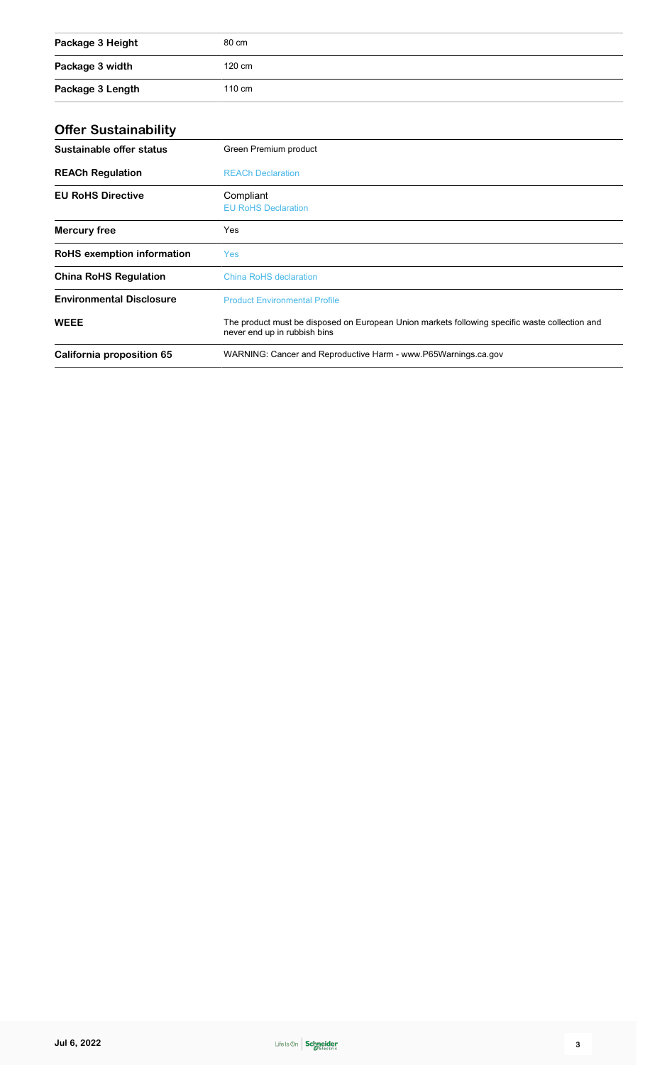| | |
|---|---|
| **Package 3 Height** | 80 cm |
| **Package 3 width** | 120 cm |
| **Package 3 Length** | 110 cm |

## Offer Sustainability

| | |
|---|---|
| **Sustainable offer status** | Green Premium product |
| **REACh Regulation** | REACh Declaration |
| **EU RoHS Directive** | Compliant<br>EU RoHS Declaration |
| **Mercury free** | Yes |
| **RoHS exemption information** | Yes |
| **China RoHS Regulation** | China RoHS declaration |
| **Environmental Disclosure** | Product Environmental Profile |
| **WEEE** | The product must be disposed on European Union markets following specific waste collection and never end up in rubbish bins |
| **California proposition 65** | WARNING: Cancer and Reproductive Harm - www.P65Warnings.ca.gov |

Jul 6, 2022